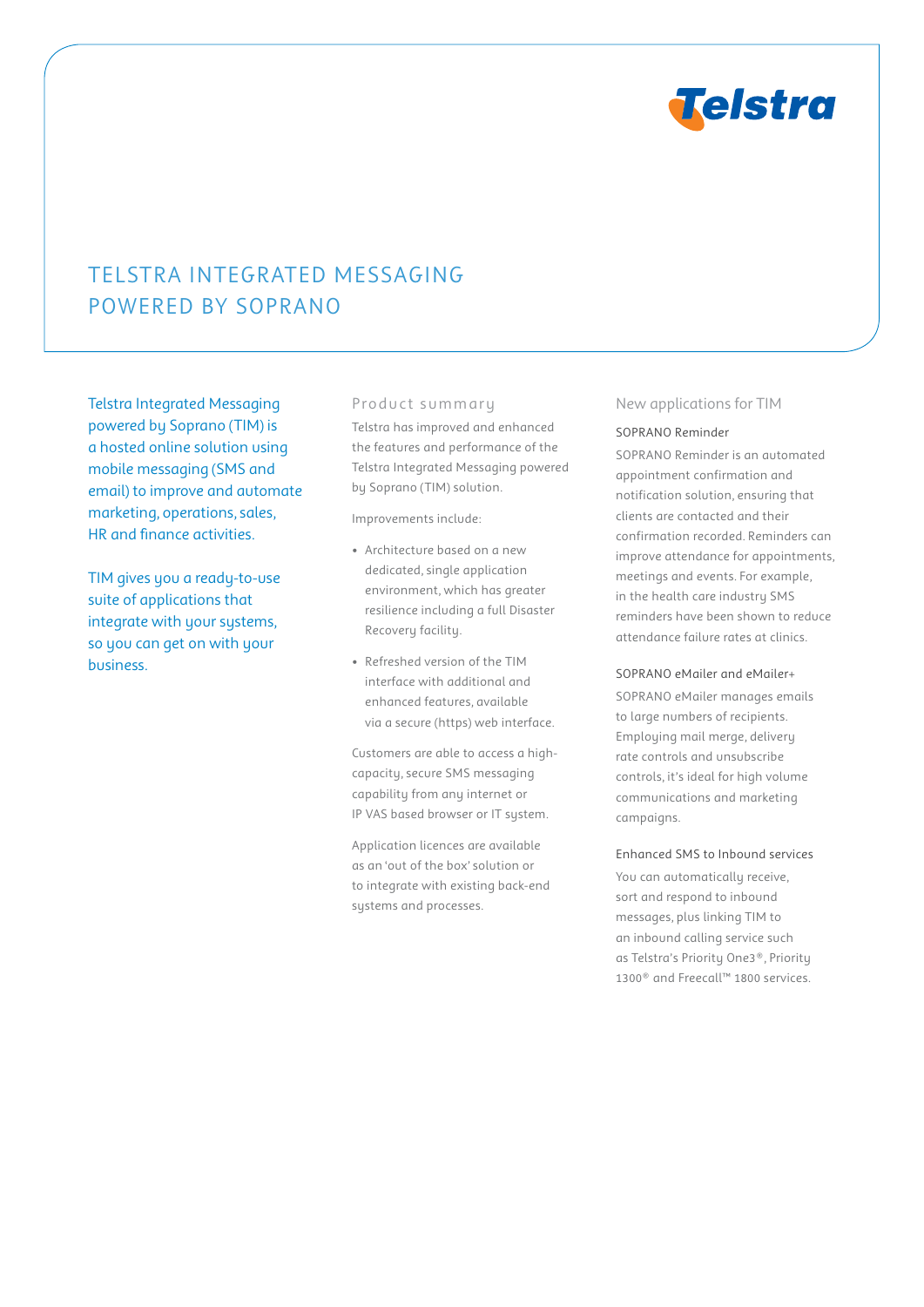# TELSTRA INTEGRATED MESSAGING POWERED BY SOPRANO

Telstra Integrated Messaging powered by Soprano (TIM) is a hosted online solution using mobile messaging (SMS and email) to improve and automate marketing, operations, sales, HR and finance activities.

TIM gives you a ready-to-use suite of applications that integrate with your systems, so you can get on with your business.

## Product summary

Telstra has improved and enhanced the features and performance of the Telstra Integrated Messaging powered by Soprano (TIM) solution.

Improvements include:

- Architecture based on a new dedicated, single application environment, which has greater resilience including a full Disaster Recovery facility.
- Refreshed version of the TIM interface with additional and enhanced features, available via a secure (https) web interface.

Customers are able to access a high-capacity, secure SMS messaging capability from any internet or IP VAS based browser or IT system.

Application licences are available as an 'out of the box' solution or to integrate with existing back-end systems and processes.

## New applications for TIM

### SOPRANO Reminder

SOPRANO Reminder is an automated appointment confirmation and notification solution, ensuring that clients are contacted and their confirmation recorded. Reminders can improve attendance for appointments, meetings and events. For example, in the health care industry SMS reminders have been shown to reduce attendance failure rates at clinics.

### SOPRANO eMailer and eMailer+

SOPRANO eMailer manages emails to large numbers of recipients. Employing mail merge, delivery rate controls and unsubscribe controls, it's ideal for high volume communications and marketing campaigns.

### Enhanced SMS to Inbound services

You can automatically receive, sort and respond to inbound messages, plus linking TIM to an inbound calling service such as Telstra's Priority One3®, Priority 1300® and Freecall™ 1800 services.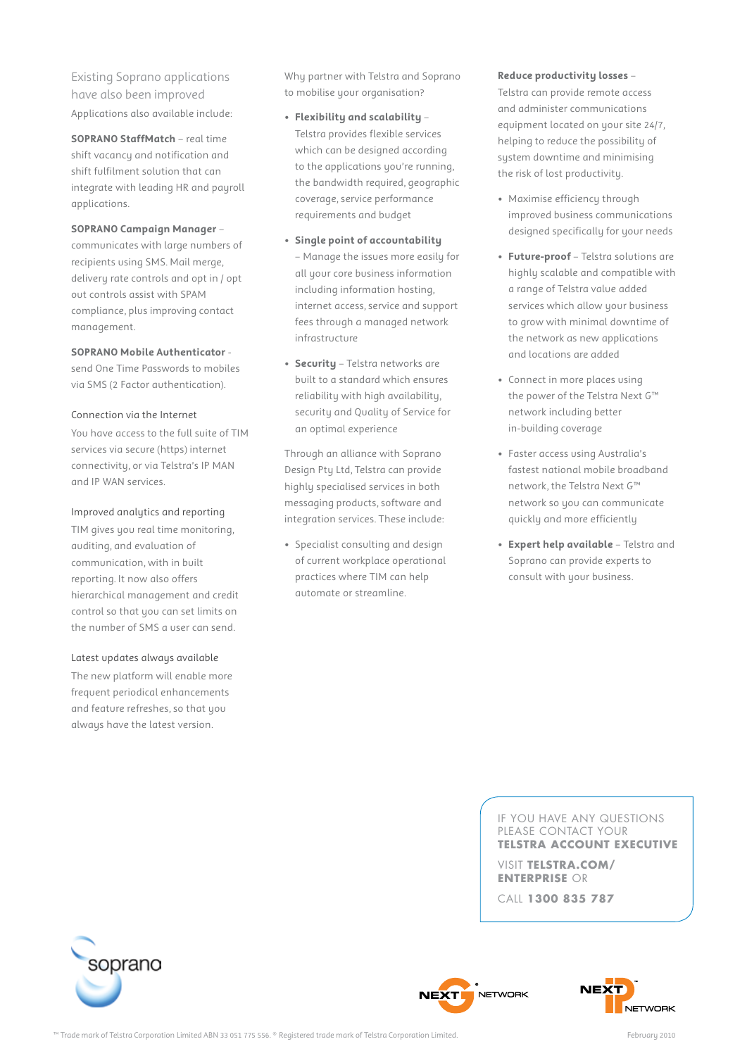## Existing Soprano applications have also been improved

Applications also available include:

**SOPRANO StaffMatch** – real time shift vacancy and notification and shift fulfilment solution that can integrate with leading HR and payroll applications.

**SOPRANO Campaign Manager** – communicates with large numbers of recipients using SMS. Mail merge, delivery rate controls and opt in / opt out controls assist with SPAM compliance, plus improving contact management.

**SOPRANO Mobile Authenticator** - send One Time Passwords to mobiles via SMS (2 Factor authentication).

### Connection via the Internet

You have access to the full suite of TIM services via secure (https) internet connectivity, or via Telstra's IP MAN and IP WAN services.

### Improved analytics and reporting

TIM gives you real time monitoring, auditing, and evaluation of communication, with in built reporting. It now also offers hierarchical management and credit control so that you can set limits on the number of SMS a user can send.

### Latest updates always available

The new platform will enable more frequent periodical enhancements and feature refreshes, so that you always have the latest version.

Why partner with Telstra and Soprano to mobilise your organisation?

- **Flexibility and scalability** – Telstra provides flexible services which can be designed according to the applications you're running, the bandwidth required, geographic coverage, service performance requirements and budget
- **Single point of accountability** – Manage the issues more easily for all your core business information including information hosting, internet access, service and support fees through a managed network infrastructure
- **Security** – Telstra networks are built to a standard which ensures reliability with high availability, security and Quality of Service for an optimal experience

Through an alliance with Soprano Design Pty Ltd, Telstra can provide highly specialised services in both messaging products, software and integration services. These include:

- Specialist consulting and design of current workplace operational practices where TIM can help automate or streamline.

**Reduce productivity losses** – Telstra can provide remote access and administer communications equipment located on your site 24/7, helping to reduce the possibility of system downtime and minimising the risk of lost productivity.

- Maximise efficiency through improved business communications designed specifically for your needs
- **Future-proof** – Telstra solutions are highly scalable and compatible with a range of Telstra value added services which allow your business to grow with minimal downtime of the network as new applications and locations are added
- Connect in more places using the power of the Telstra Next G™ network including better in-building coverage
- Faster access using Australia's fastest national mobile broadband network, the Telstra Next G™ network so you can communicate quickly and more efficiently
- **Expert help available** – Telstra and Soprano can provide experts to consult with your business.

IF YOU HAVE ANY QUESTIONS PLEASE CONTACT YOUR **TELSTRA ACCOUNT EXECUTIVE**

VISIT **TELSTRA.COM/ENTERPRISE** OR

CALL **1300 835 787**

soprano

NEXT G NETWORK

NEXT IP NETWORK

™ Trade mark of Telstra Corporation Limited ABN 33 051 775 556. ® Registered trade mark of Telstra Corporation Limited.

February 2010